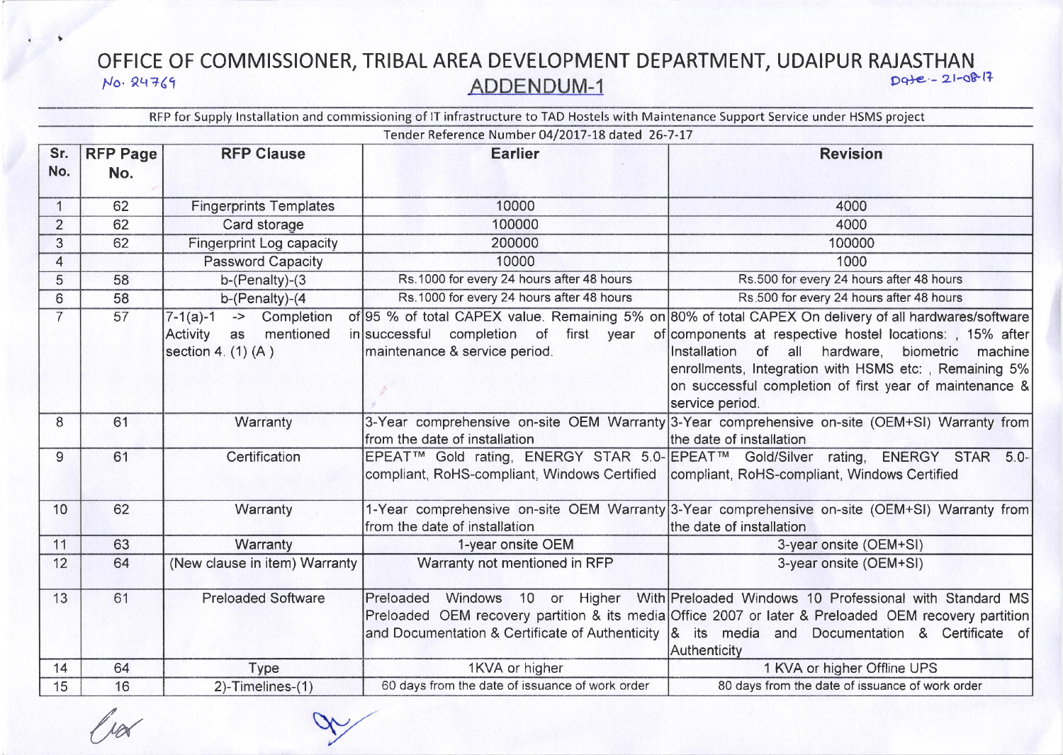# OFFICE OF COMMISSIONER, TRIBAL AREA DEVELOPMENT DEPARTMENT, UDAIPUR RAJASTHAN

No. 24769

Date - 21-08-17

## ADDENDUM-1

RFP for Supply Installation and commissioning of IT infrastructure to TAD Hostels with Maintenance Support Service under HSMS project

Tender Reference Number 04/2017-18 dated 26-7-17

| Sr. No. | RFP Page No. | RFP Clause | Earlier | Revision |
|---|---|---|---|---|
| 1 | 62 | Fingerprints Templates | 10000 | 4000 |
| 2 | 62 | Card storage | 100000 | 4000 |
| 3 | 62 | Fingerprint Log capacity | 200000 | 100000 |
| 4 | | Password Capacity | 10000 | 1000 |
| 5 | 58 | b-(Penalty)-(3 | Rs.1000 for every 24 hours after 48 hours | Rs.500 for every 24 hours after 48 hours |
| 6 | 58 | b-(Penalty)-(4 | Rs.1000 for every 24 hours after 48 hours | Rs.500 for every 24 hours after 48 hours |
| 7 | 57 | 7-1(a)-1 -> Completion of Activity as mentioned in section 4. (1) (A ) | 95 % of total CAPEX value. Remaining 5% on successful completion of first year of maintenance & service period. | 80% of total CAPEX On delivery of all hardwares/software components at respective hostel locations: , 15% after Installation of all hardware, biometric machine enrollments, Integration with HSMS etc: , Remaining 5% on successful completion of first year of maintenance & service period. |
| 8 | 61 | Warranty | 3-Year comprehensive on-site OEM Warranty from the date of installation | 3-Year comprehensive on-site (OEM+SI) Warranty from the date of installation |
| 9 | 61 | Certification | EPEAT™ Gold rating, ENERGY STAR 5.0-compliant, RoHS-compliant, Windows Certified | EPEAT™ Gold/Silver rating, ENERGY STAR 5.0-compliant, RoHS-compliant, Windows Certified |
| 10 | 62 | Warranty | 1-Year comprehensive on-site OEM Warranty from the date of installation | 3-Year comprehensive on-site (OEM+SI) Warranty from the date of installation |
| 11 | 63 | Warranty | 1-year onsite OEM | 3-year onsite (OEM+SI) |
| 12 | 64 | (New clause in item) Warranty | Warranty not mentioned in RFP | 3-year onsite (OEM+SI) |
| 13 | 61 | Preloaded Software | Preloaded Windows 10 or Higher With Preloaded OEM recovery partition & its media and Documentation & Certificate of Authenticity | Preloaded Windows 10 Professional with Standard MS Office 2007 or later & Preloaded OEM recovery partition & its media and Documentation & Certificate of Authenticity |
| 14 | 64 | Type | 1KVA or higher | 1 KVA or higher Offline UPS |
| 15 | 16 | 2)-Timelines-(1) | 60 days from the date of issuance of work order | 80 days from the date of issuance of work order |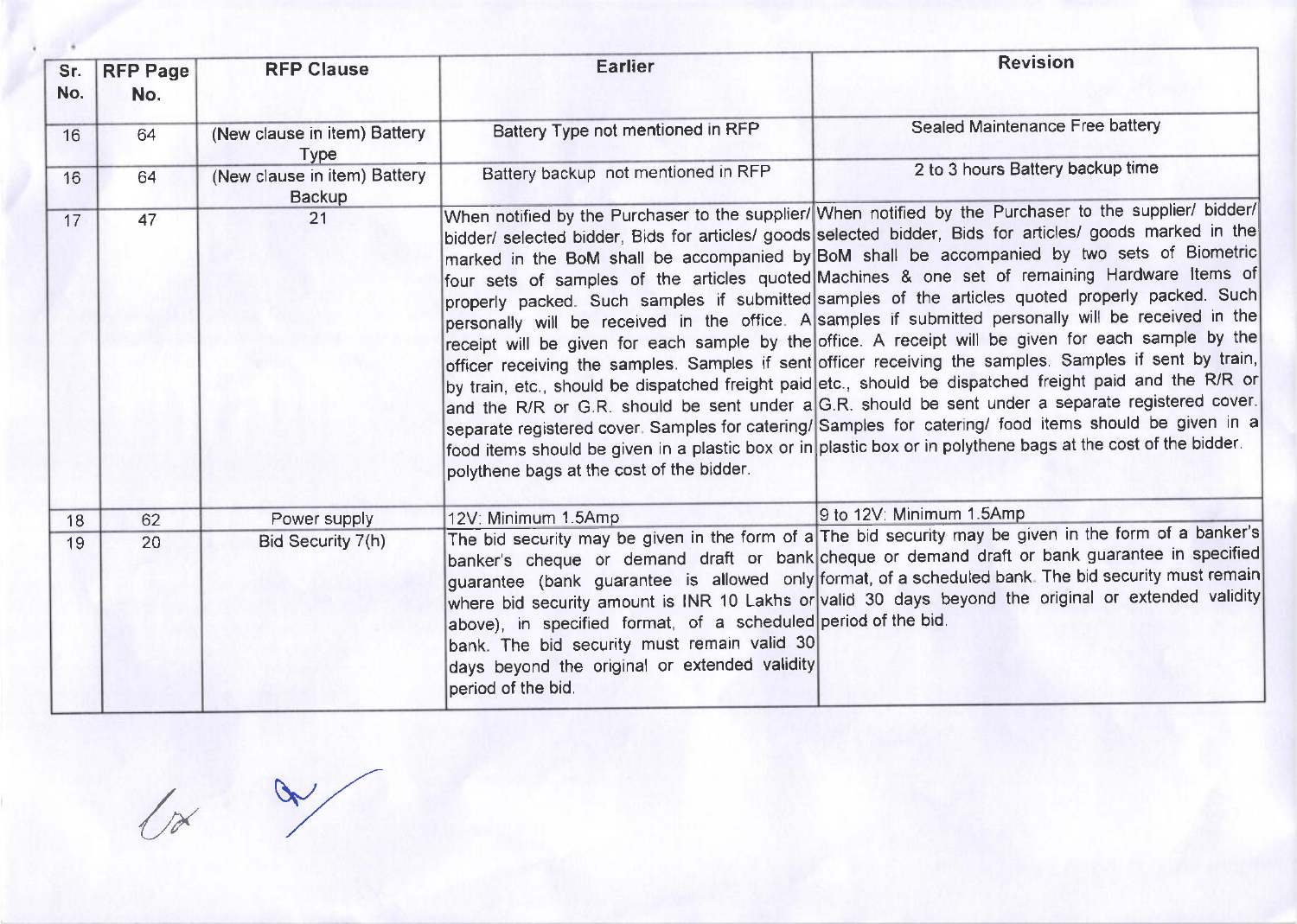| Sr. No. | RFP Page No. | RFP Clause | Earlier | Revision |
|---|---|---|---|---|
| 16 | 64 | (New clause in item) Battery Type | Battery Type not mentioned in RFP | Sealed Maintenance Free battery |
| 16 | 64 | (New clause in item) Battery Backup | Battery backup not mentioned in RFP | 2 to 3 hours Battery backup time |
| 17 | 47 | 21 | When notified by the Purchaser to the supplier/ bidder/ selected bidder, Bids for articles/ goods marked in the BoM shall be accompanied by four sets of samples of the articles quoted properly packed. Such samples if submitted personally will be received in the office. A receipt will be given for each sample by the officer receiving the samples. Samples if sent by train, etc., should be dispatched freight paid and the R/R or G.R. should be sent under a separate registered cover. Samples for catering/ food items should be given in a plastic box or in polythene bags at the cost of the bidder. | When notified by the Purchaser to the supplier/ bidder/ selected bidder, Bids for articles/ goods marked in the BoM shall be accompanied by two sets of Biometric Machines & one set of remaining Hardware Items of samples of the articles quoted properly packed. Such samples if submitted personally will be received in the office. A receipt will be given for each sample by the officer receiving the samples. Samples if sent by train, etc., should be dispatched freight paid and the R/R or G.R. should be sent under a separate registered cover. Samples for catering/ food items should be given in a plastic box or in polythene bags at the cost of the bidder. |
| 18 | 62 | Power supply | 12V: Minimum 1.5Amp | 9 to 12V: Minimum 1.5Amp |
| 19 | 20 | Bid Security 7(h) | The bid security may be given in the form of a banker's cheque or demand draft or bank guarantee (bank guarantee is allowed only where bid security amount is INR 10 Lakhs or above), in specified format, of a scheduled bank. The bid security must remain valid 30 days beyond the original or extended validity period of the bid. | The bid security may be given in the form of a banker's cheque or demand draft or bank guarantee in specified format, of a scheduled bank. The bid security must remain valid 30 days beyond the original or extended validity period of the bid. |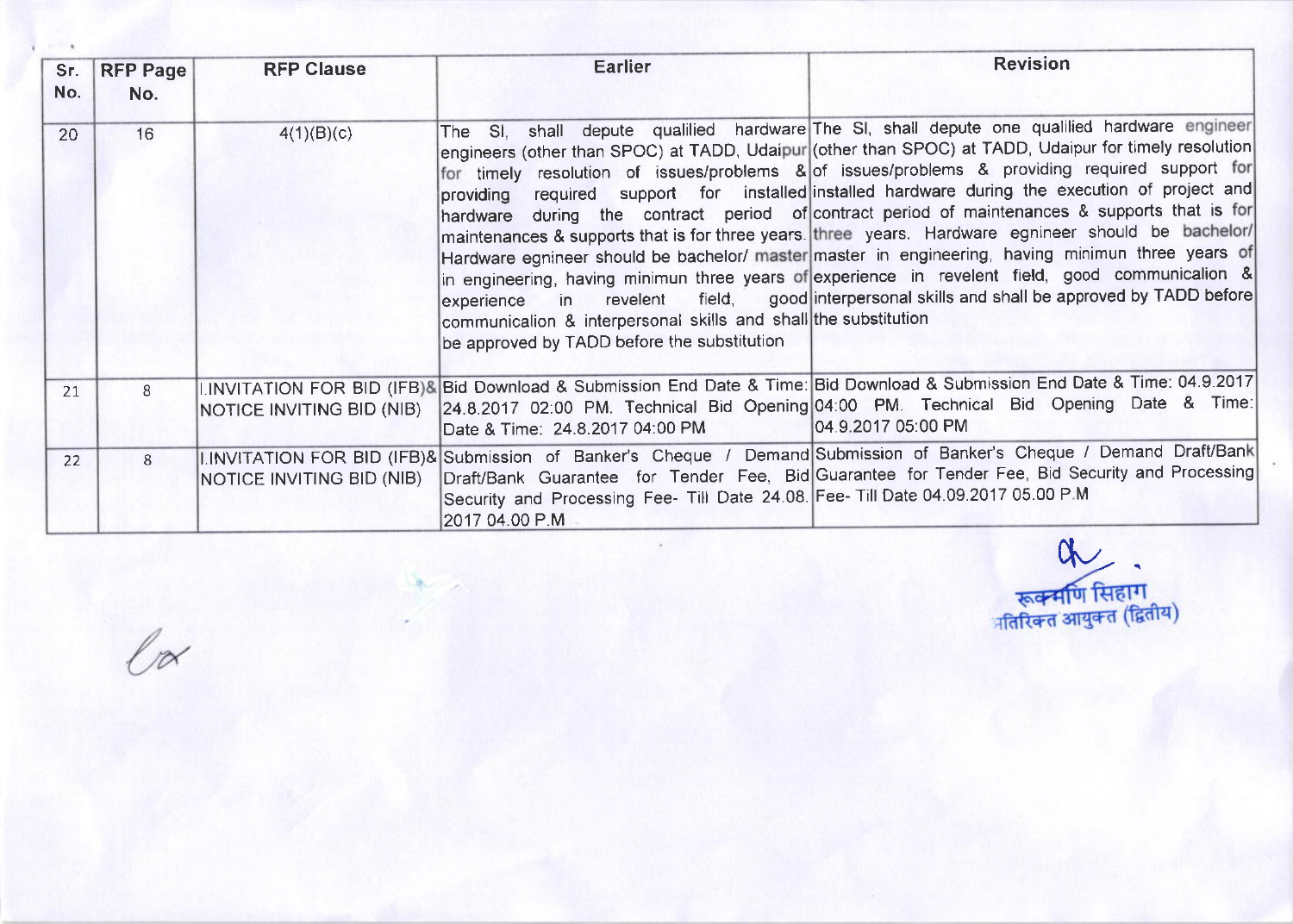| Sr. No. | RFP Page No. | RFP Clause | Earlier | Revision |
|---|---|---|---|---|
| 20 | 16 | 4(1)(B)(c) | The SI, shall depute qualilied hardware engineers (other than SPOC) at TADD, Udaipur for timely resolution of issues/problems & providing required support for installed hardware during the contract period of maintenances & supports that is for three years. Hardware egnineer should be bachelor/ master in engineering, having minimun three years of experience in revelent field, good communicalion & interpersonal skills and shall be approved by TADD before the substitution | The SI, shall depute one qualilied hardware engineer (other than SPOC) at TADD, Udaipur for timely resolution of issues/problems & providing required support for installed hardware during the execution of project and contract period of maintenances & supports that is for three years. Hardware egnineer should be bachelor/ master in engineering, having minimun three years of experience in revelent field, good communicalion & interpersonal skills and shall be approved by TADD before the substitution |
| 21 | 8 | I.INVITATION FOR BID (IFB)& NOTICE INVITING BID (NIB) | Bid Download & Submission End Date & Time: 24.8.2017 02:00 PM. Technical Bid Opening Date & Time: 24.8.2017 04:00 PM | Bid Download & Submission End Date & Time: 04.9.2017 04:00 PM. Technical Bid Opening Date & Time: 04.9.2017 05:00 PM |
| 22 | 8 | I.INVITATION FOR BID (IFB)& NOTICE INVITING BID (NIB) | Submission of Banker's Cheque / Demand Draft/Bank Guarantee for Tender Fee, Bid Security and Processing Fee- Till Date 24.08.2017 04.00 P.M | Submission of Banker's Cheque / Demand Draft/Bank Guarantee for Tender Fee, Bid Security and Processing Fee- Till Date 04.09.2017 05.00 P.M |

रूक्मणि सिहाग
अतिरिक्त आयुक्त (द्वितीय)